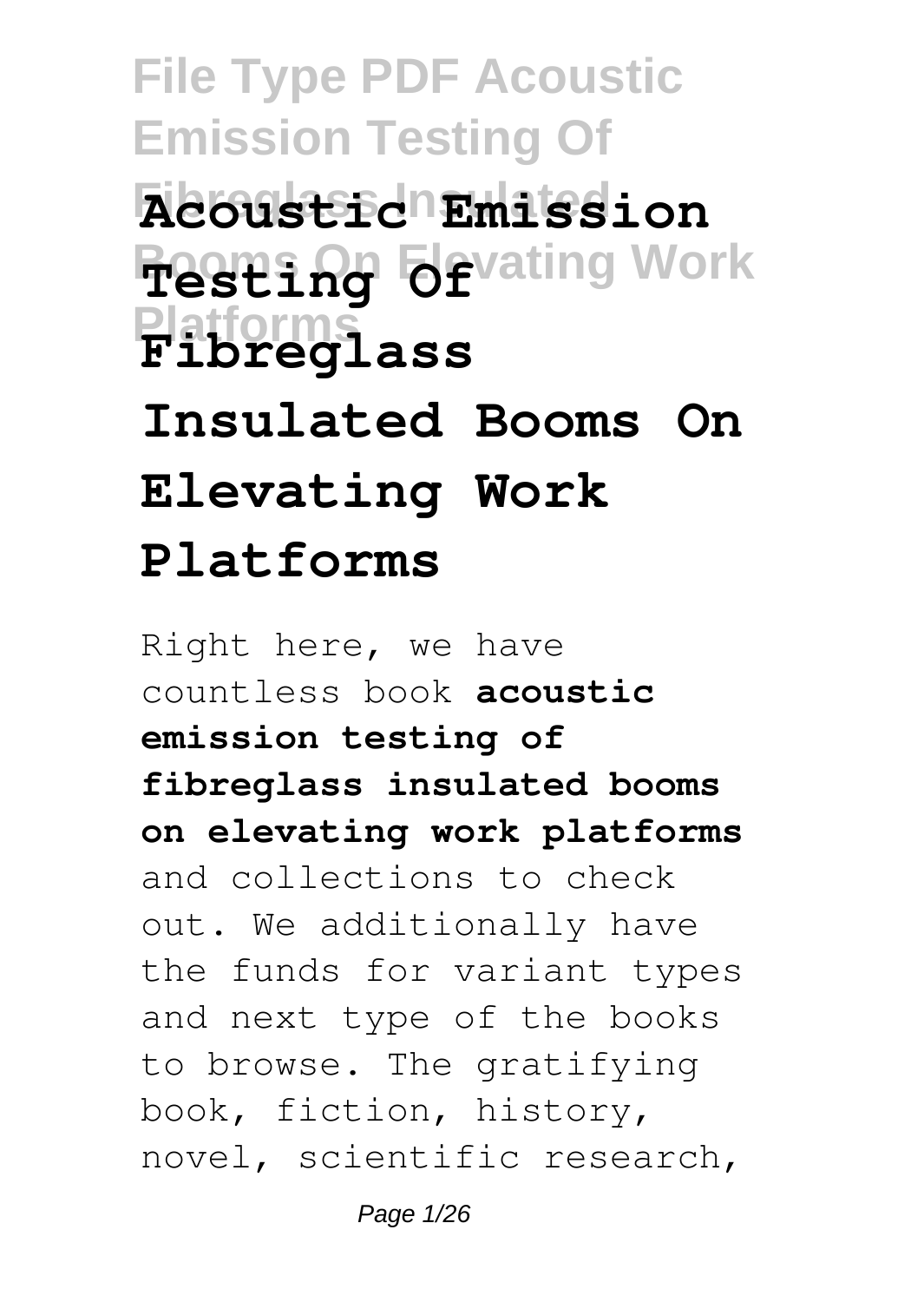# File Type PDF Acoustic Emission Testing Of Fibreglass Insulated Booms On Elevating Work Platforms

# Acoustic Emission Testing Of Fibreglass Insulated Booms On Elevating Work Platforms

Right here, we have countless book **acoustic emission testing of fibreglass insulated booms on elevating work platforms** and collections to check out. We additionally have the funds for variant types and next type of the books to browse. The gratifying book, fiction, history, novel, scientific research,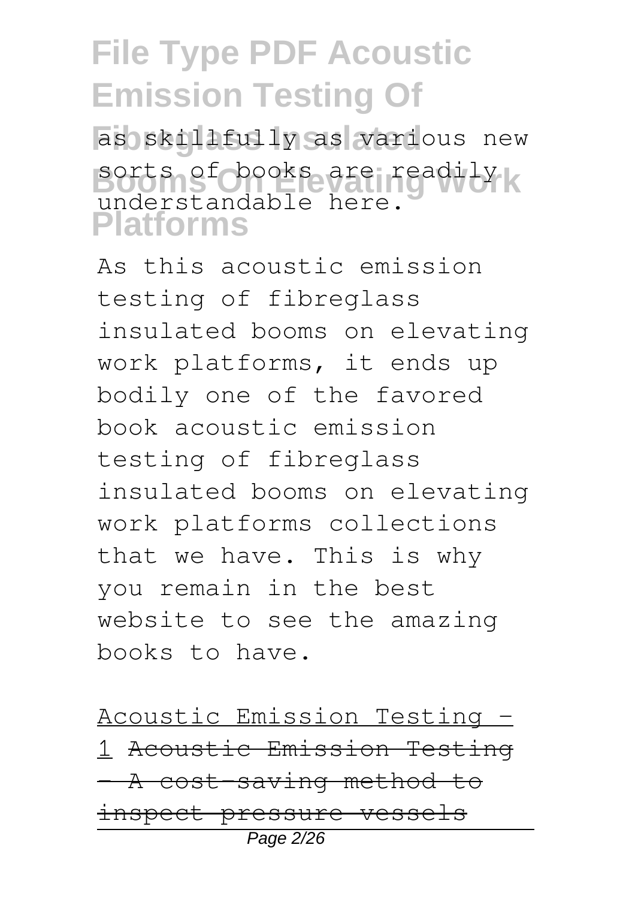as skillfully as various new sorts of books are readily understandable here.

As this acoustic emission testing of fibreglass insulated booms on elevating work platforms, it ends up bodily one of the favored book acoustic emission testing of fibreglass insulated booms on elevating work platforms collections that we have. This is why you remain in the best website to see the amazing books to have.

Acoustic Emission Testing - 1 ~~Acoustic Emission Testing - A cost-saving method to inspect pressure vessels~~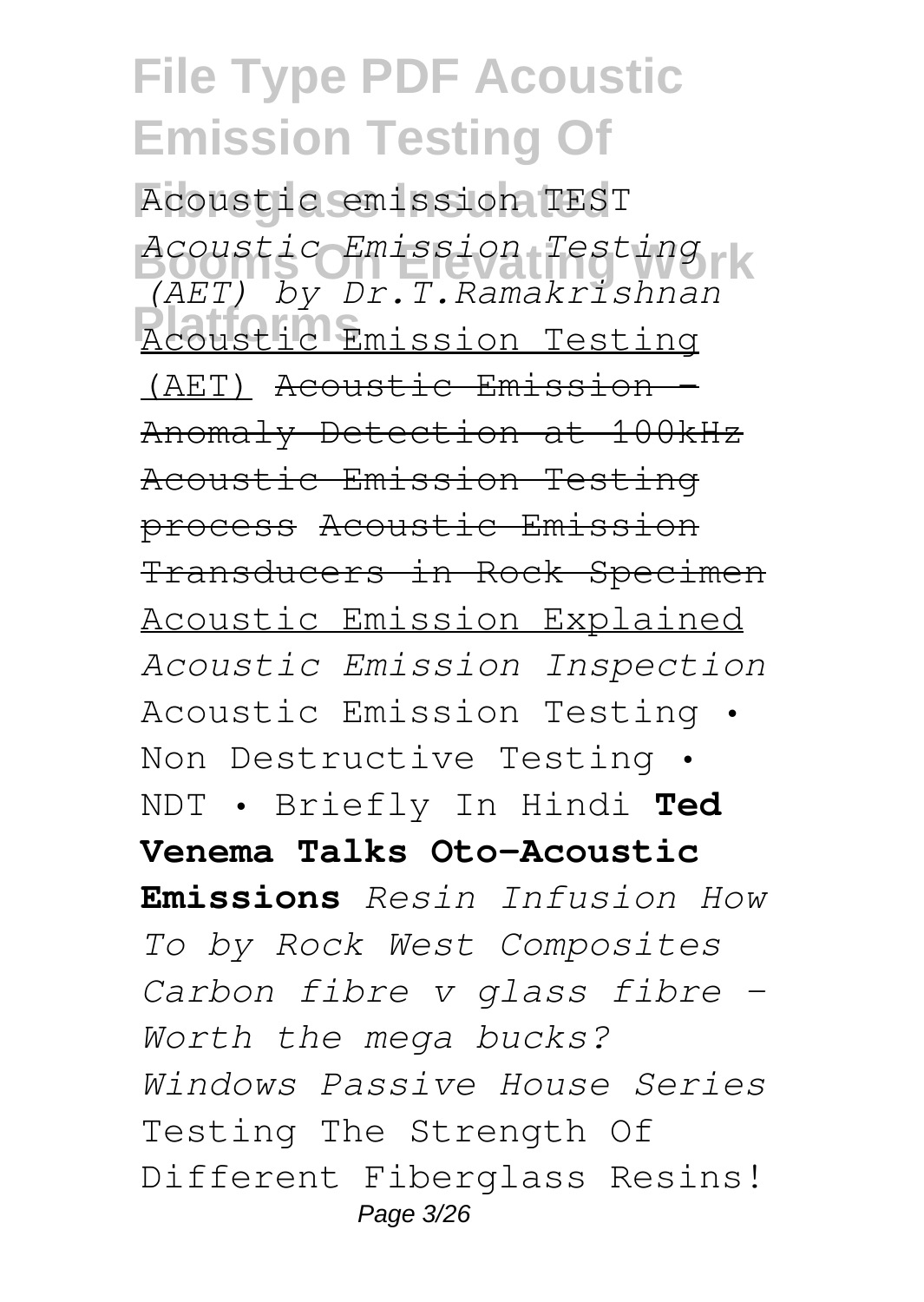Acoustic emission TEST *Acoustic Emission Testing (AET) by Dr.T.Ramakrishnan* Acoustic Emission Testing (AET) ~~Acoustic Emission - Anomaly Detection at 100kHz~~ ~~Acoustic Emission Testing process~~ ~~Acoustic Emission Transducers in Rock Specimen~~ Acoustic Emission Explained *Acoustic Emission Inspection* Acoustic Emission Testing • Non Destructive Testing • NDT • Briefly In Hindi **Ted Venema Talks Oto-Acoustic Emissions** *Resin Infusion How To by Rock West Composites Carbon fibre v glass fibre - Worth the mega bucks? Windows Passive House Series* Testing The Strength Of Different Fiberglass Resins!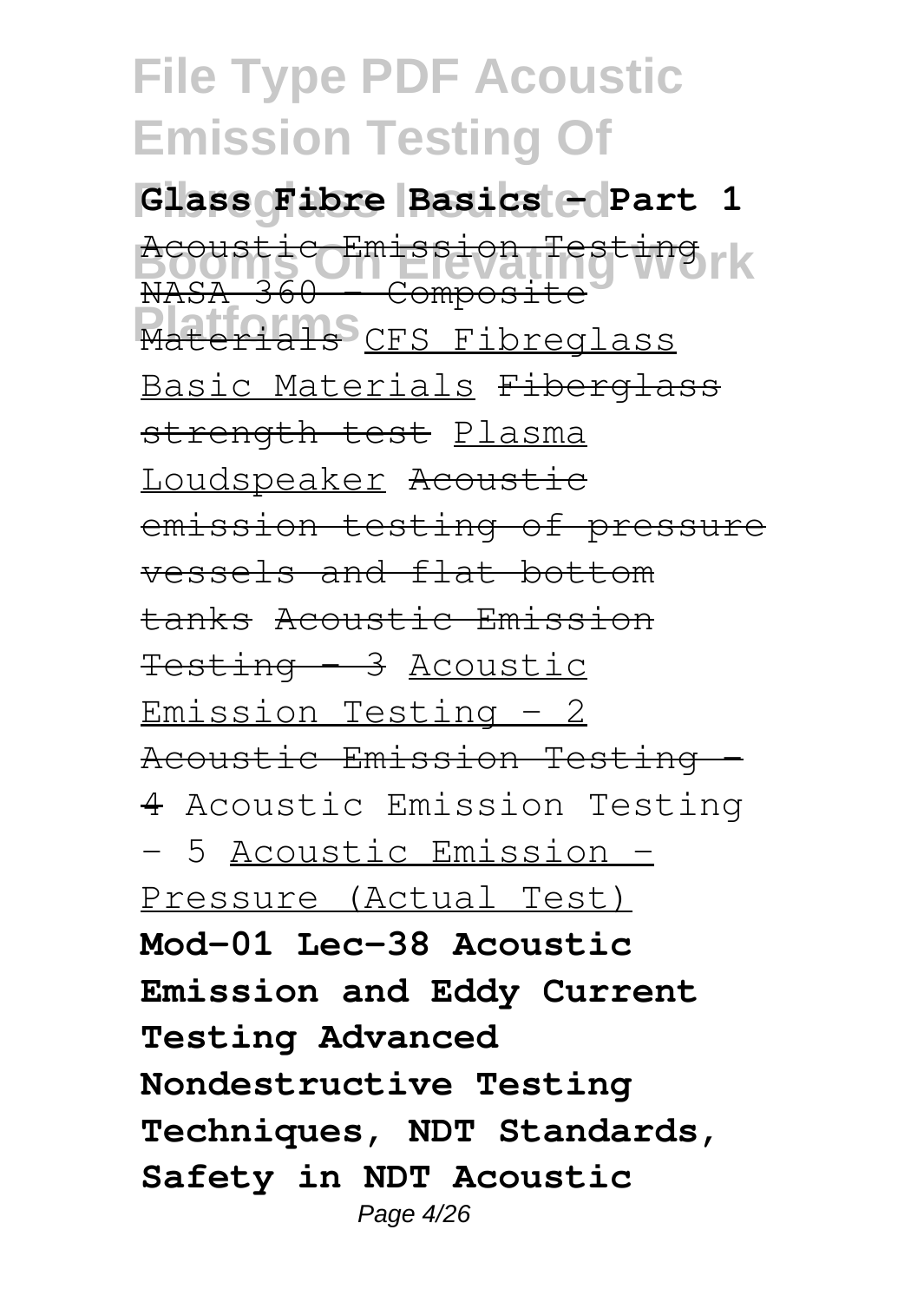**Glass Fibre Basics - Part 1**

Acoustic Emission Testing NASA 360 - Composite Materials CFS Fibreglass Basic Materials Fiberglass strength test Plasma Loudspeaker Acoustic emission testing of pressure vessels and flat bottom tanks Acoustic Emission Testing - 3 Acoustic Emission Testing - 2 Acoustic Emission Testing - 4 Acoustic Emission Testing - 5 Acoustic Emission - Pressure (Actual Test) **Mod-01 Lec-38 Acoustic Emission and Eddy Current Testing Advanced Nondestructive Testing Techniques, NDT Standards, Safety in NDT Acoustic**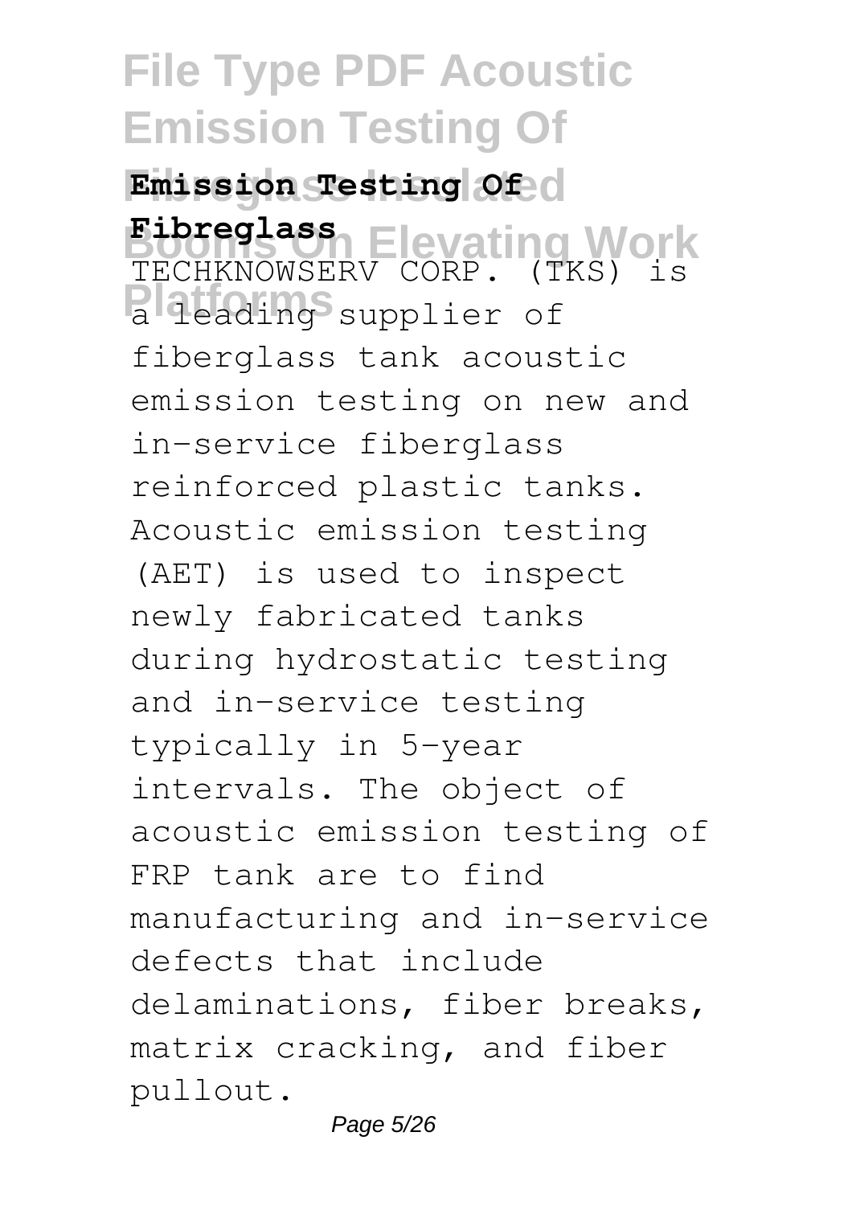**Emission Testing Of Fibreglass**

TECHKNOWSERV CORP. (TKS) is a leading supplier of fiberglass tank acoustic emission testing on new and in-service fiberglass reinforced plastic tanks. Acoustic emission testing (AET) is used to inspect newly fabricated tanks during hydrostatic testing and in-service testing typically in 5-year intervals. The object of acoustic emission testing of FRP tank are to find manufacturing and in-service defects that include delaminations, fiber breaks, matrix cracking, and fiber pullout.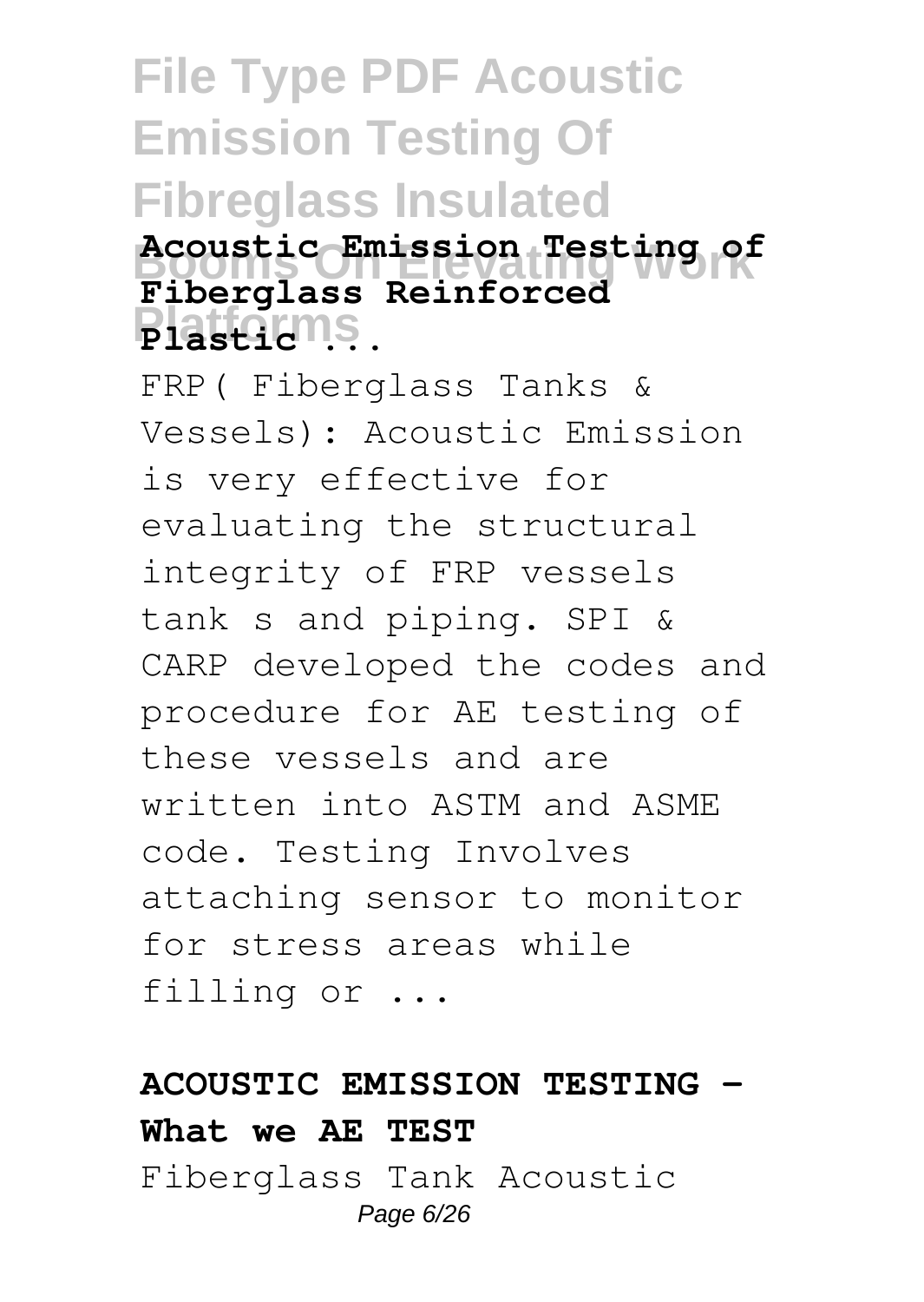**Acoustic Emission Testing of Fiberglass Reinforced Plastic ...**

FRP( Fiberglass Tanks & Vessels): Acoustic Emission is very effective for evaluating the structural integrity of FRP vessels tank s and piping. SPI & CARP developed the codes and procedure for AE testing of these vessels and are written into ASTM and ASME code. Testing Involves attaching sensor to monitor for stress areas while filling or ...

**ACOUSTIC EMISSION TESTING - What we AE TEST**

Fiberglass Tank Acoustic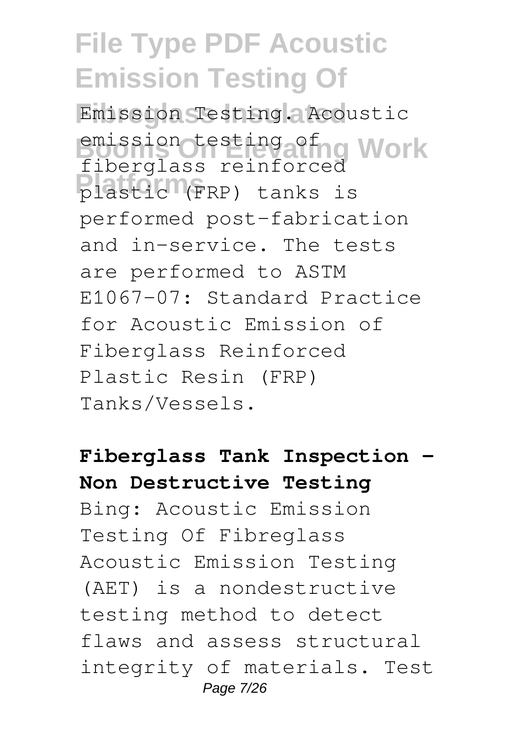Emission Testing. Acoustic emission testing of fiberglass reinforced plastic (FRP) tanks is performed post-fabrication and in-service. The tests are performed to ASTM E1067-07: Standard Practice for Acoustic Emission of Fiberglass Reinforced Plastic Resin (FRP) Tanks/Vessels.

**Fiberglass Tank Inspection - Non Destructive Testing**

Bing: Acoustic Emission Testing Of Fibreglass Acoustic Emission Testing (AET) is a nondestructive testing method to detect flaws and assess structural integrity of materials. Test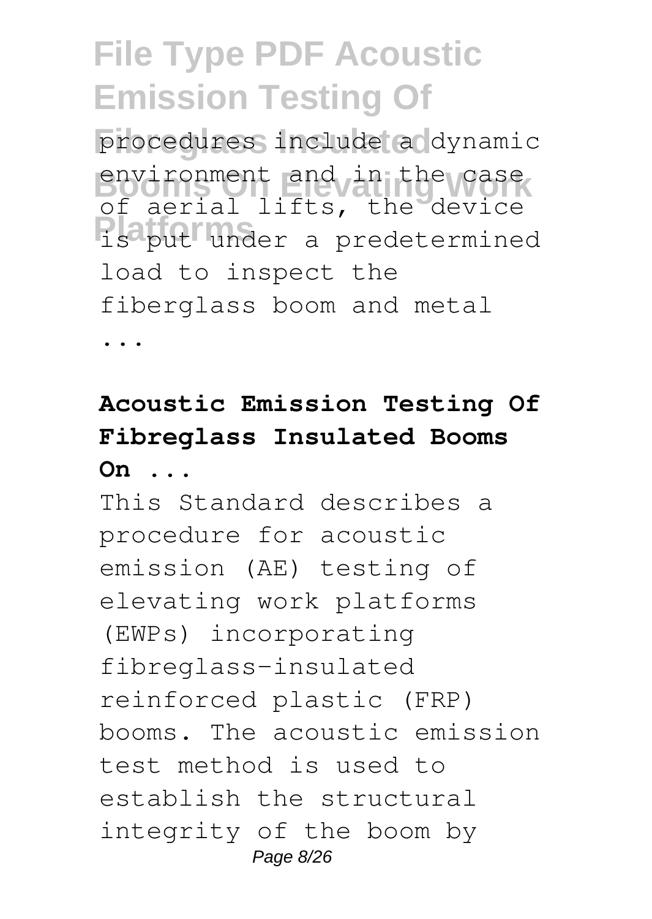procedures include a dynamic environment and in the case of aerial lifts, the device is put under a predetermined load to inspect the fiberglass boom and metal ...

**Acoustic Emission Testing Of Fibreglass Insulated Booms On ...**

This Standard describes a procedure for acoustic emission (AE) testing of elevating work platforms (EWPs) incorporating fibreglass-insulated reinforced plastic (FRP) booms. The acoustic emission test method is used to establish the structural integrity of the boom by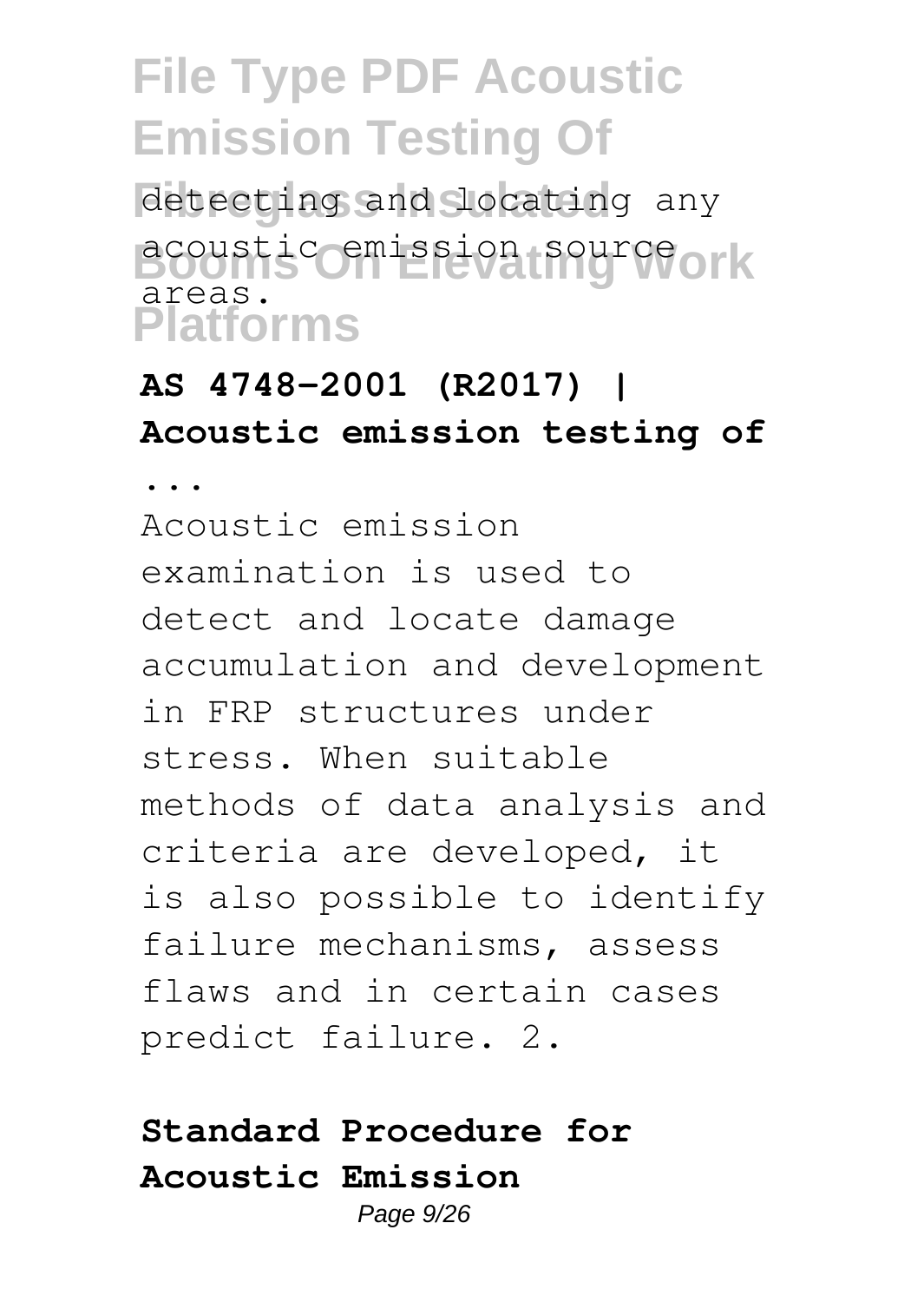detecting and locating any acoustic emission source areas.

**AS 4748-2001 (R2017) | Acoustic emission testing of ...**

Acoustic emission examination is used to detect and locate damage accumulation and development in FRP structures under stress. When suitable methods of data analysis and criteria are developed, it is also possible to identify failure mechanisms, assess flaws and in certain cases predict failure. 2.

**Standard Procedure for Acoustic Emission**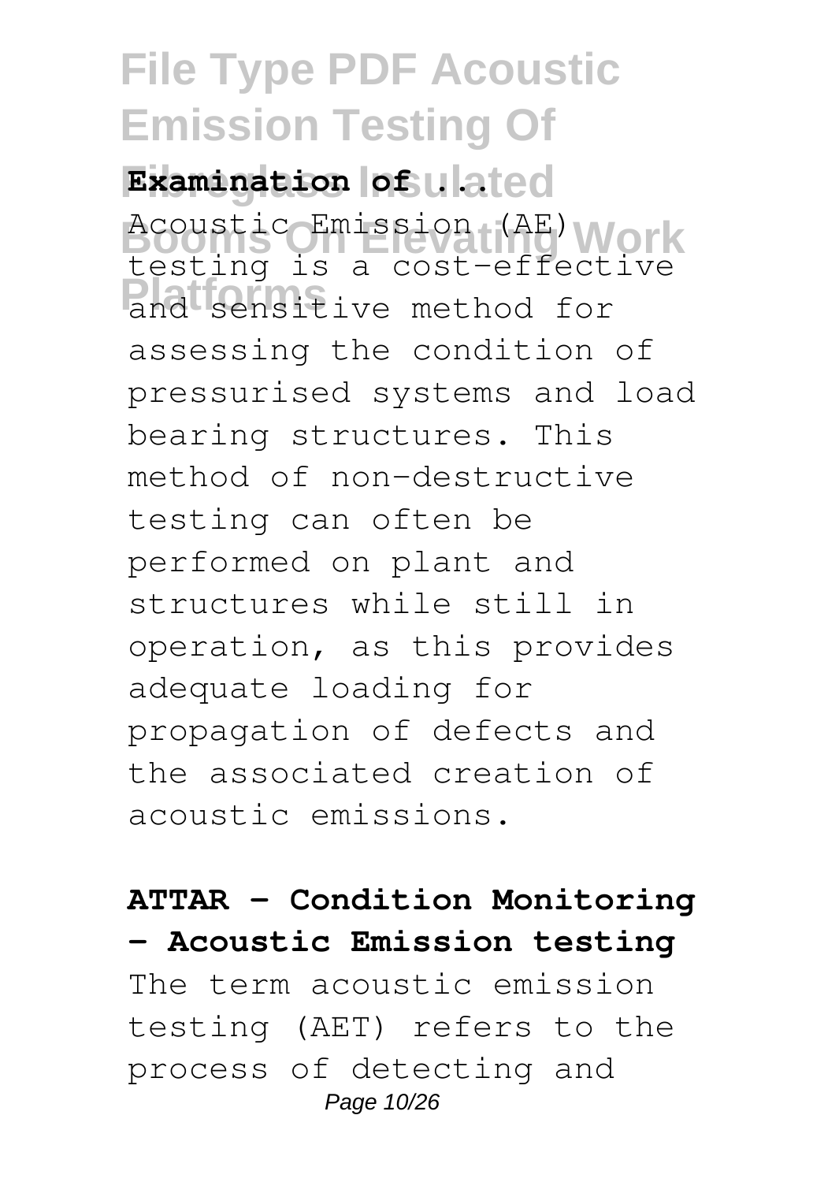**Examination of ...**

Acoustic Emission (AE) testing is a cost-effective and sensitive method for assessing the condition of pressurised systems and load bearing structures. This method of non-destructive testing can often be performed on plant and structures while still in operation, as this provides adequate loading for propagation of defects and the associated creation of acoustic emissions.

**ATTAR - Condition Monitoring - Acoustic Emission testing**

The term acoustic emission testing (AET) refers to the process of detecting and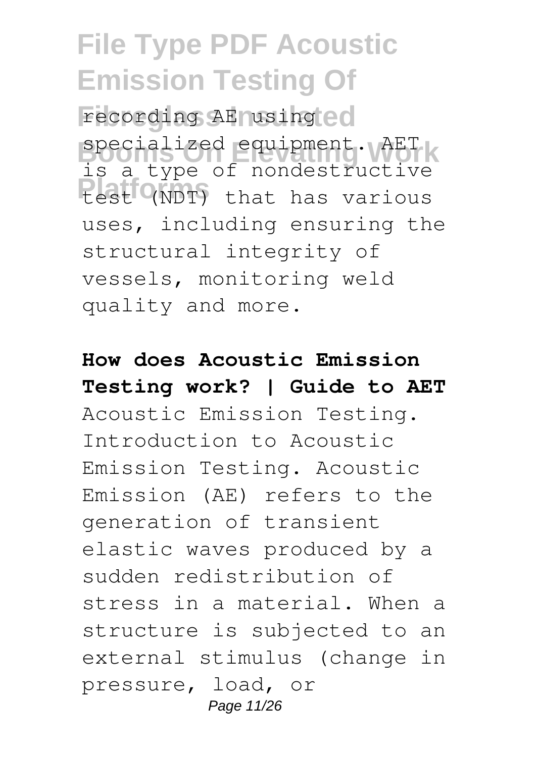recording AE using specialized equipment. AET is a type of nondestructive test (NDT) that has various uses, including ensuring the structural integrity of vessels, monitoring weld quality and more.

**How does Acoustic Emission Testing work? | Guide to AET**

Acoustic Emission Testing. Introduction to Acoustic Emission Testing. Acoustic Emission (AE) refers to the generation of transient elastic waves produced by a sudden redistribution of stress in a material. When a structure is subjected to an external stimulus (change in pressure, load, or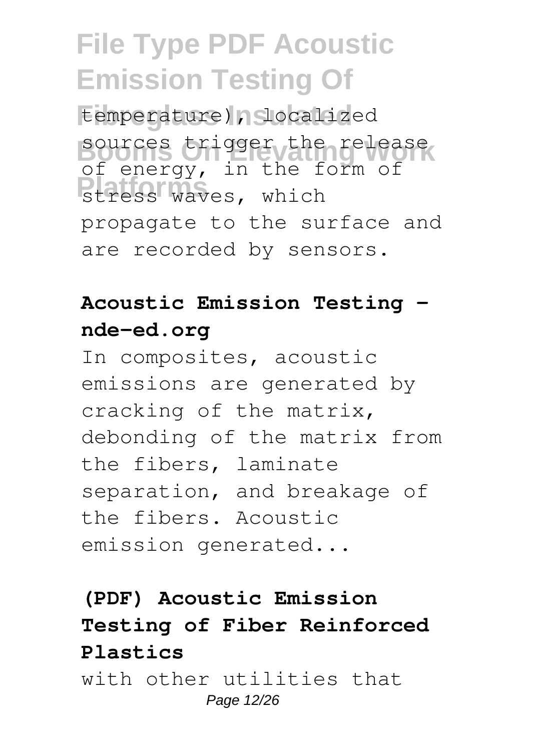temperature), localized sources trigger the release of energy, in the form of stress waves, which propagate to the surface and are recorded by sensors.

### Acoustic Emission Testing - nde-ed.org

In composites, acoustic emissions are generated by cracking of the matrix, debonding of the matrix from the fibers, laminate separation, and breakage of the fibers. Acoustic emission generated...

### (PDF) Acoustic Emission Testing of Fiber Reinforced Plastics

with other utilities that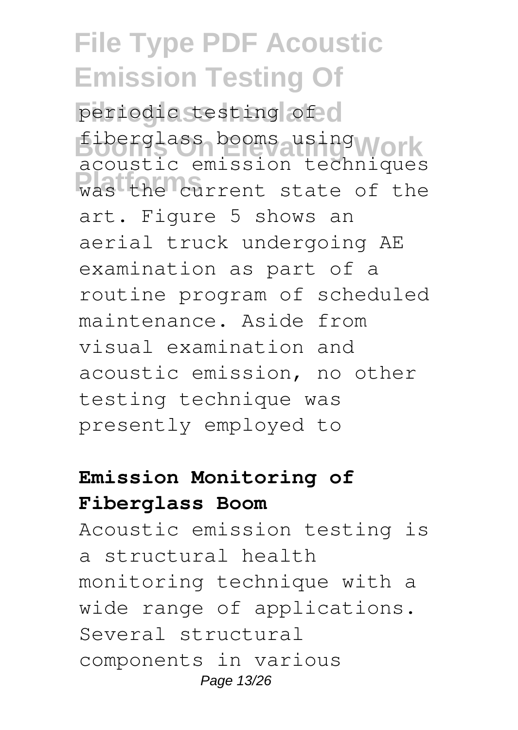periodic testing of fiberglass booms using acoustic emission techniques was the current state of the art. Figure 5 shows an aerial truck undergoing AE examination as part of a routine program of scheduled maintenance. Aside from visual examination and acoustic emission, no other testing technique was presently employed to

**Emission Monitoring of Fiberglass Boom**

Acoustic emission testing is a structural health monitoring technique with a wide range of applications. Several structural components in various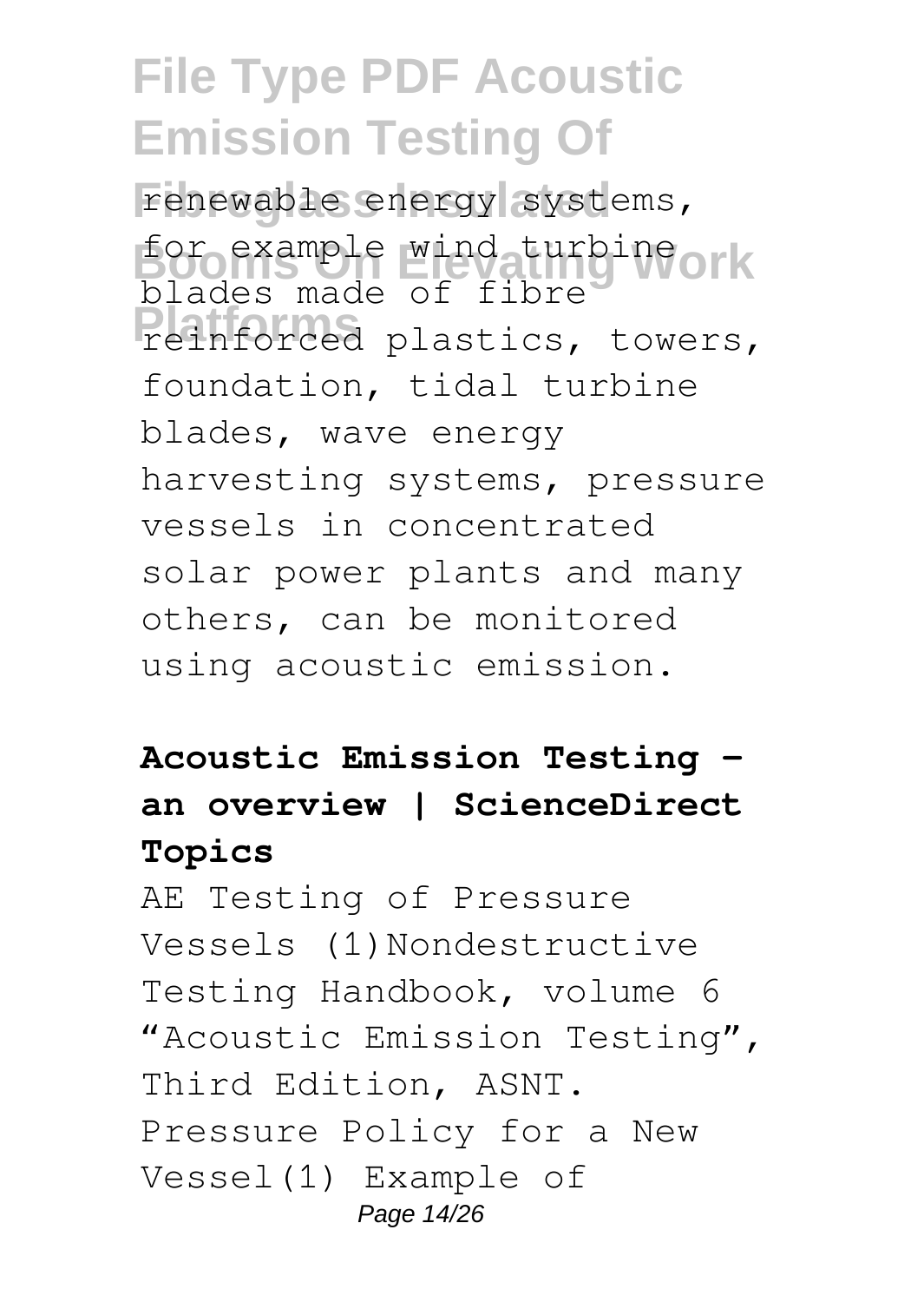renewable energy systems, for example wind turbine blades made of fibre reinforced plastics, towers, foundation, tidal turbine blades, wave energy harvesting systems, pressure vessels in concentrated solar power plants and many others, can be monitored using acoustic emission.

**Acoustic Emission Testing - an overview | ScienceDirect Topics**

AE Testing of Pressure Vessels (1)Nondestructive Testing Handbook, volume 6 "Acoustic Emission Testing", Third Edition, ASNT. Pressure Policy for a New Vessel(1) Example of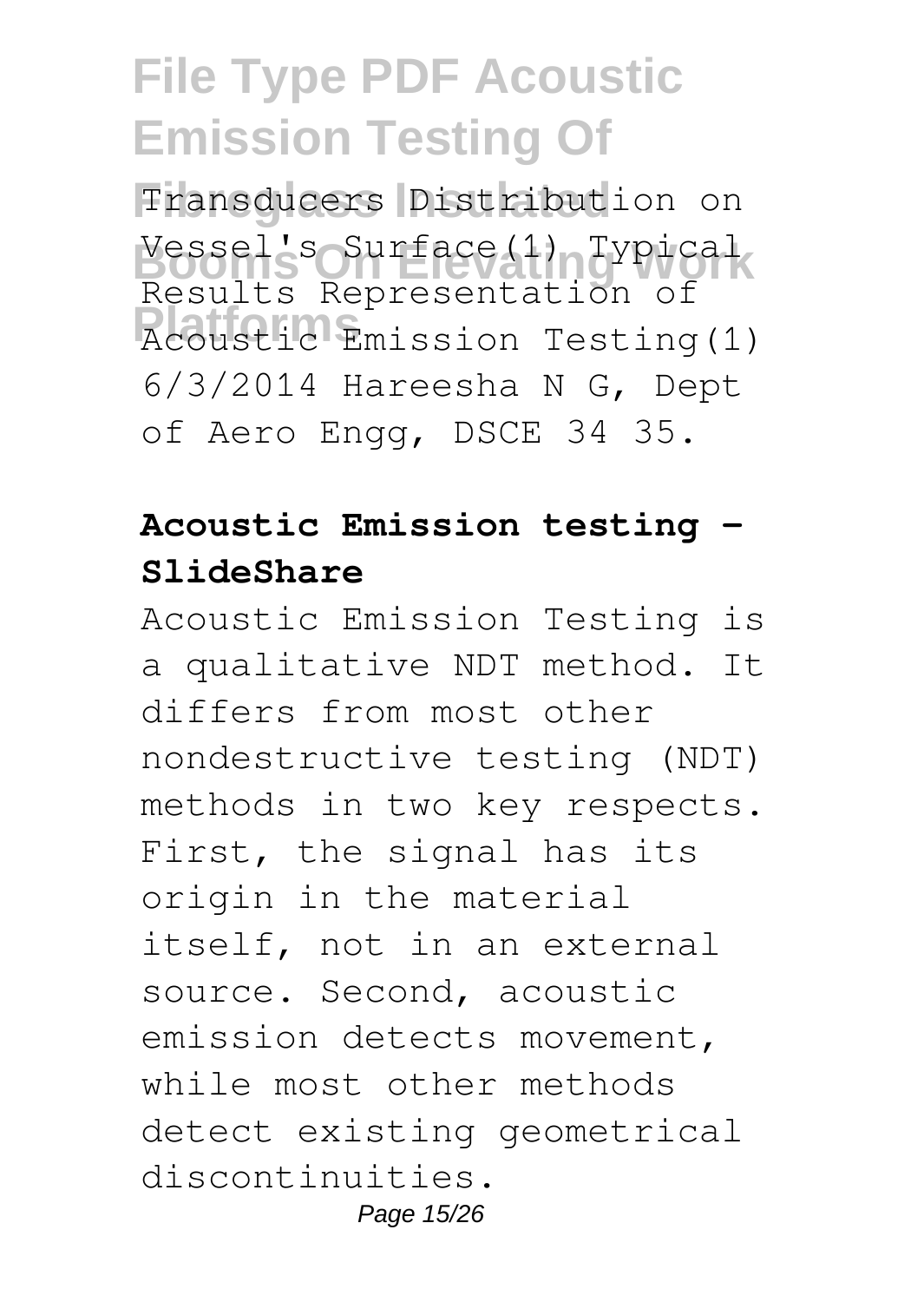Transducers Distribution on Vessel's Surface(1) Typical Results Representation of Acoustic Emission Testing(1) 6/3/2014 Hareesha N G, Dept of Aero Engg, DSCE 34 35.

### Acoustic Emission testing - SlideShare

Acoustic Emission Testing is a qualitative NDT method. It differs from most other nondestructive testing (NDT) methods in two key respects. First, the signal has its origin in the material itself, not in an external source. Second, acoustic emission detects movement, while most other methods detect existing geometrical discontinuities.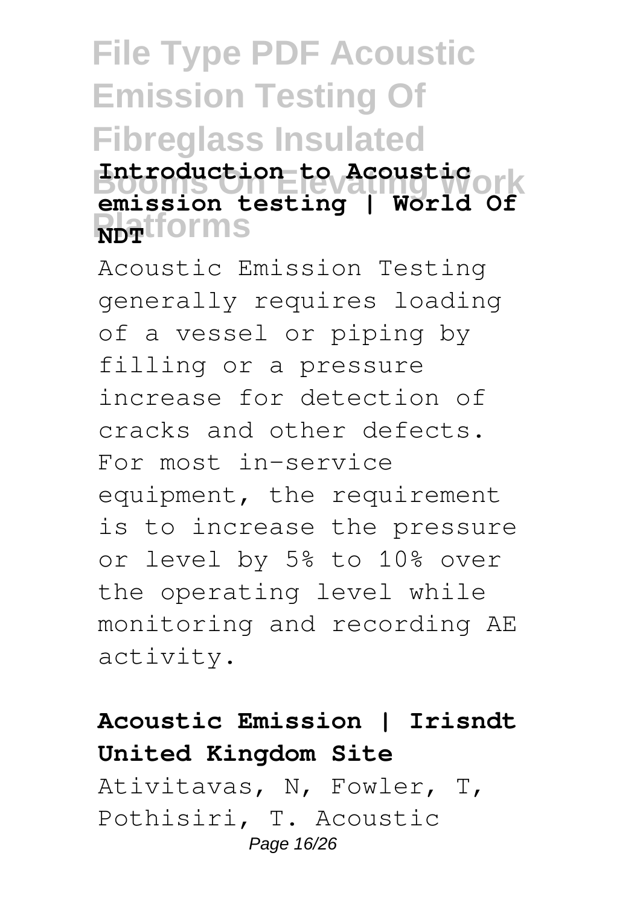**Introduction to Acoustic emission testing | World Of NDT**

Acoustic Emission Testing generally requires loading of a vessel or piping by filling or a pressure increase for detection of cracks and other defects. For most in-service equipment, the requirement is to increase the pressure or level by 5% to 10% over the operating level while monitoring and recording AE activity.

**Acoustic Emission | Irisndt United Kingdom Site**

Ativitavas, N, Fowler, T, Pothisiri, T. Acoustic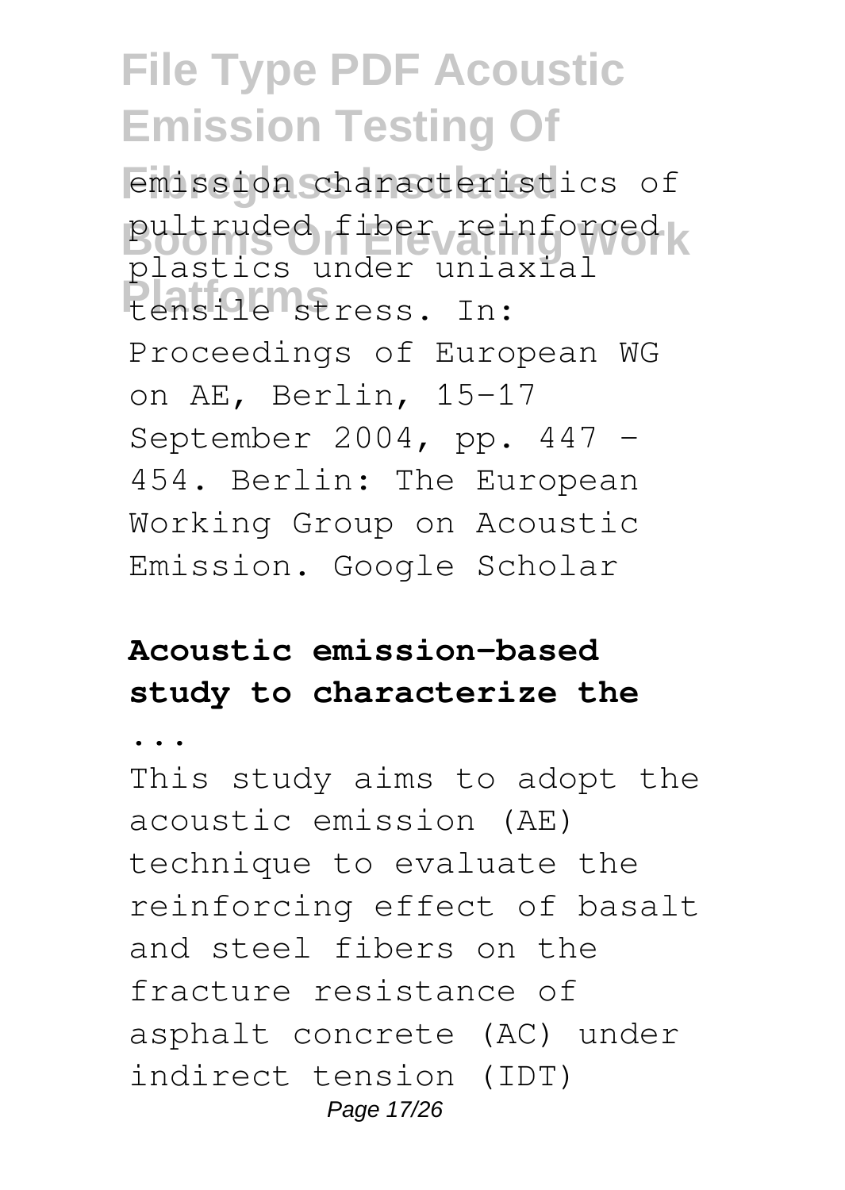emission characteristics of pultruded fiber reinforced plastics under uniaxial tensile stress. In: Proceedings of European WG on AE, Berlin, 15–17 September 2004, pp. 447 – 454. Berlin: The European Working Group on Acoustic Emission. Google Scholar

**Acoustic emission-based study to characterize the ...**

This study aims to adopt the acoustic emission (AE) technique to evaluate the reinforcing effect of basalt and steel fibers on the fracture resistance of asphalt concrete (AC) under indirect tension (IDT)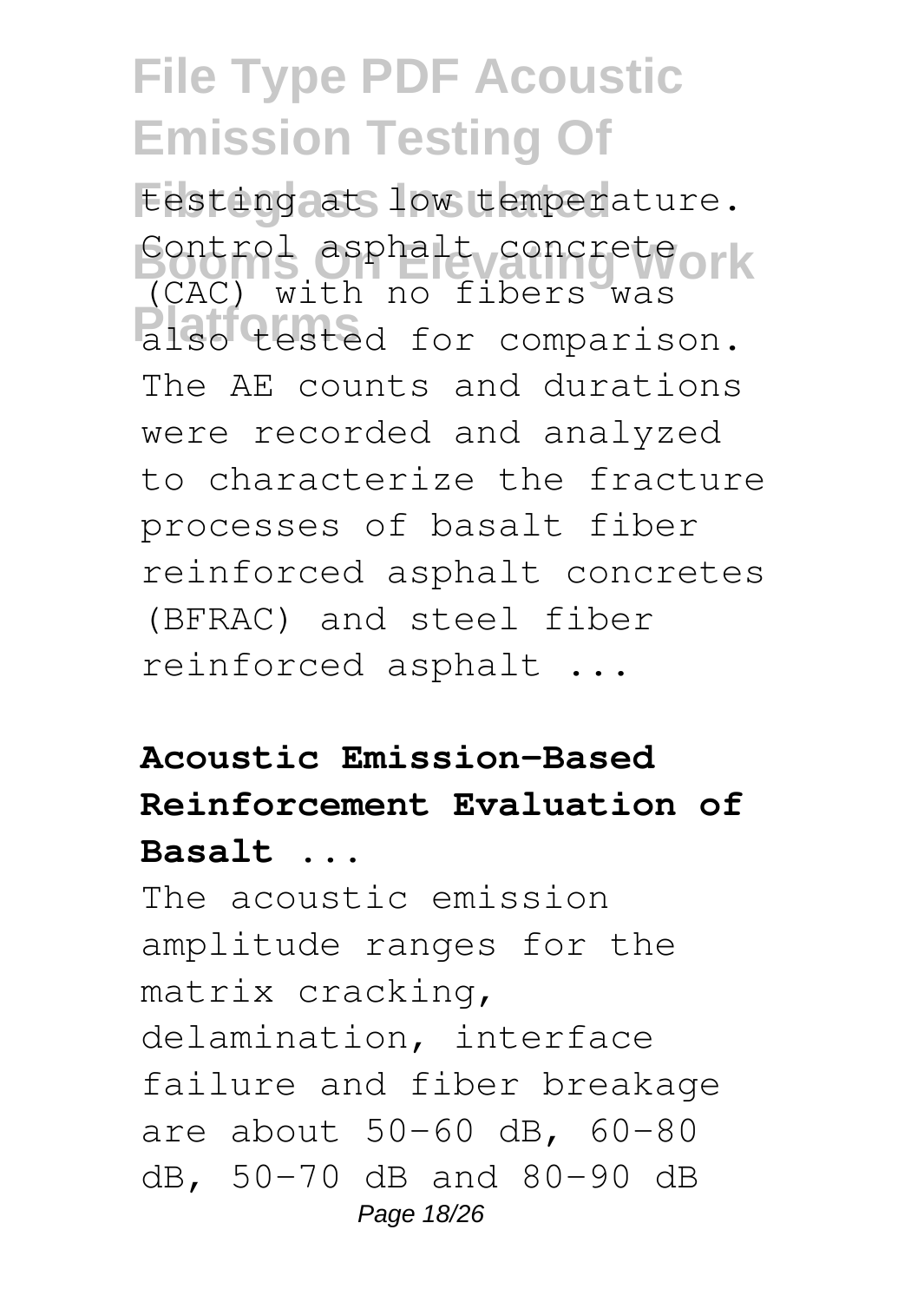testing at low temperature. Control asphalt concrete (CAC) with no fibers was also tested for comparison. The AE counts and durations were recorded and analyzed to characterize the fracture processes of basalt fiber reinforced asphalt concretes (BFRAC) and steel fiber reinforced asphalt ...

**Acoustic Emission-Based Reinforcement Evaluation of Basalt ...**

The acoustic emission amplitude ranges for the matrix cracking, delamination, interface failure and fiber breakage are about 50–60 dB, 60–80 dB, 50–70 dB and 80–90 dB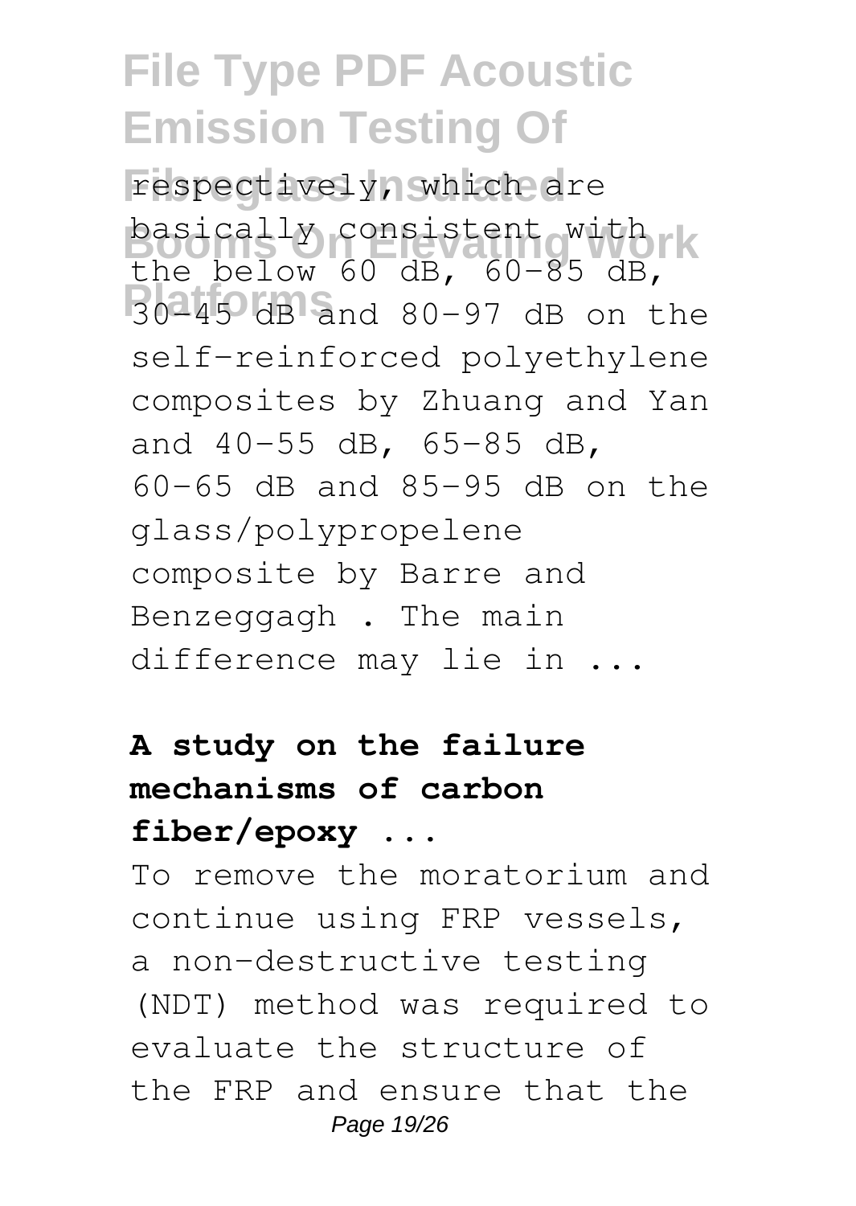respectively, which are basically consistent with the below 60 dB, 60–85 dB, 30–45 dB and 80–97 dB on the self-reinforced polyethylene composites by Zhuang and Yan and 40–55 dB, 65–85 dB, 60–65 dB and 85–95 dB on the glass/polypropelene composite by Barre and Benzeggagh . The main difference may lie in ...

**A study on the failure mechanisms of carbon fiber/epoxy ...**

To remove the moratorium and continue using FRP vessels, a non-destructive testing (NDT) method was required to evaluate the structure of the FRP and ensure that the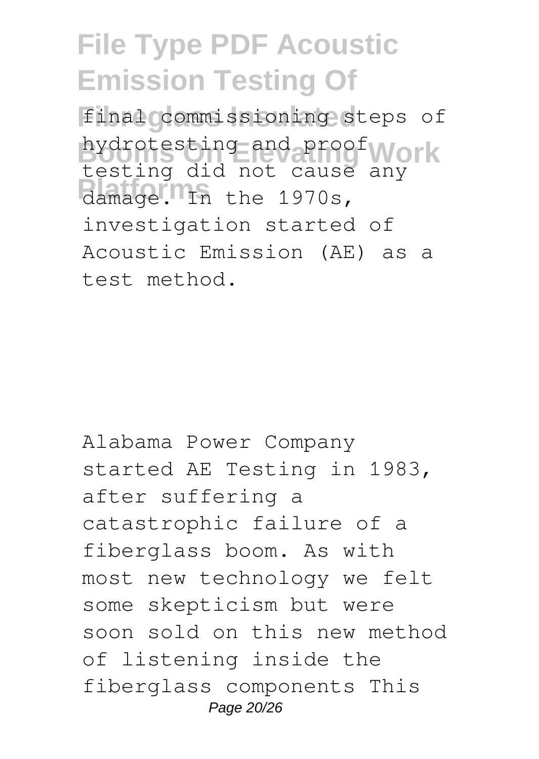final commissioning steps of hydrotesting and proof testing did not cause any damage. In the 1970s, investigation started of Acoustic Emission (AE) as a test method.

Alabama Power Company started AE Testing in 1983, after suffering a catastrophic failure of a fiberglass boom. As with most new technology we felt some skepticism but were soon sold on this new method of listening inside the fiberglass components This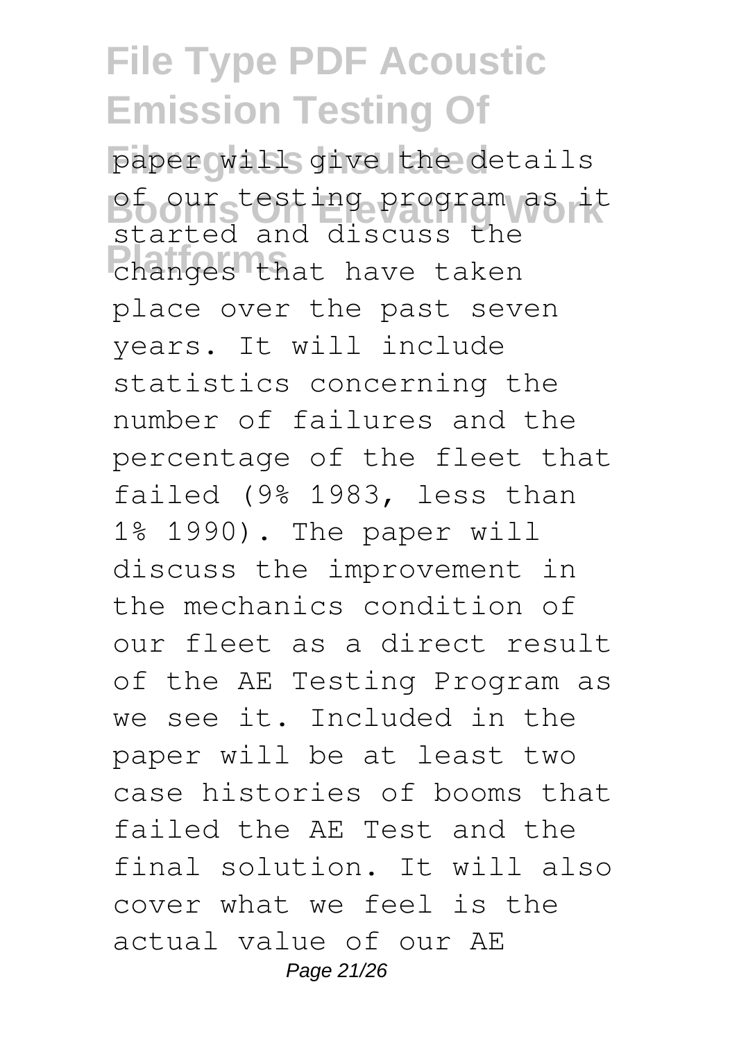paper will give the details of our testing program as it started and discuss the changes that have taken place over the past seven years. It will include statistics concerning the number of failures and the percentage of the fleet that failed (9% 1983, less than 1% 1990). The paper will discuss the improvement in the mechanics condition of our fleet as a direct result of the AE Testing Program as we see it. Included in the paper will be at least two case histories of booms that failed the AE Test and the final solution. It will also cover what we feel is the actual value of our AE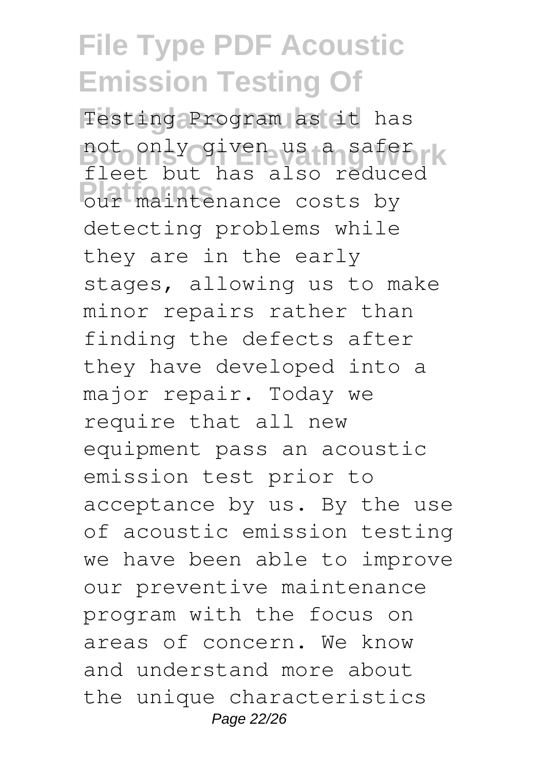Testing Program as it has not only given us a safer fleet but has also reduced our maintenance costs by detecting problems while they are in the early stages, allowing us to make minor repairs rather than finding the defects after they have developed into a major repair. Today we require that all new equipment pass an acoustic emission test prior to acceptance by us. By the use of acoustic emission testing we have been able to improve our preventive maintenance program with the focus on areas of concern. We know and understand more about the unique characteristics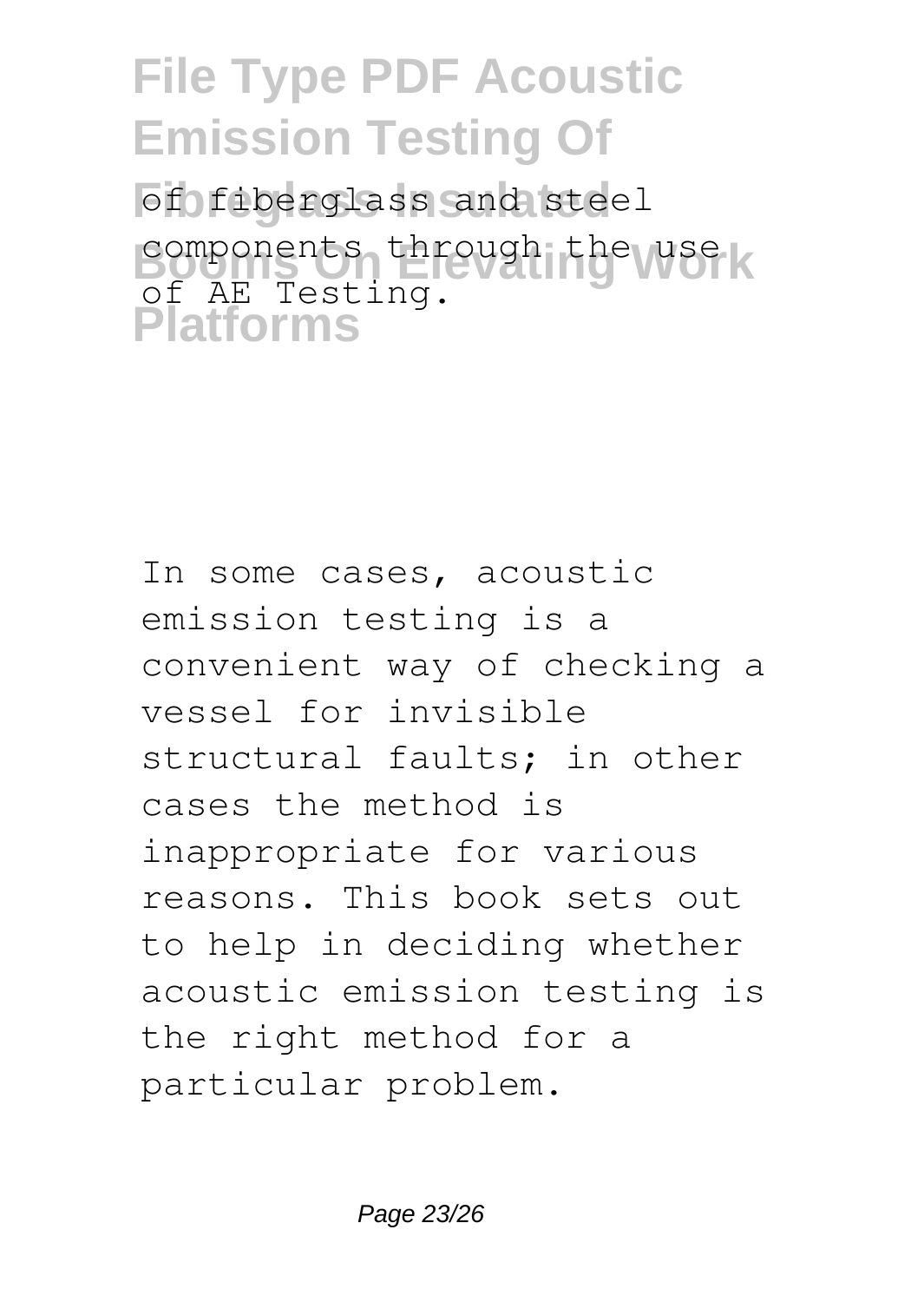of fiberglass and steel components through the use of AE Testing.

In some cases, acoustic emission testing is a convenient way of checking a vessel for invisible structural faults; in other cases the method is inappropriate for various reasons. This book sets out to help in deciding whether acoustic emission testing is the right method for a particular problem.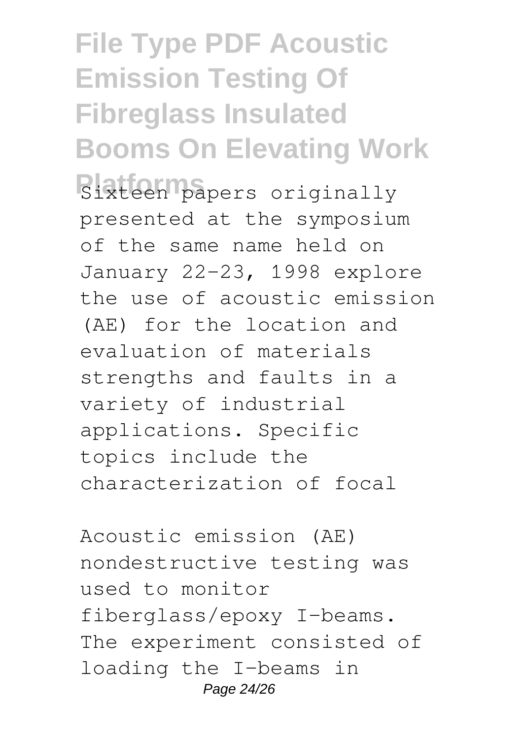Sixteen papers originally presented at the symposium of the same name held on January 22-23, 1998 explore the use of acoustic emission (AE) for the location and evaluation of materials strengths and faults in a variety of industrial applications. Specific topics include the characterization of focal

Acoustic emission (AE) nondestructive testing was used to monitor fiberglass/epoxy I-beams. The experiment consisted of loading the I-beams in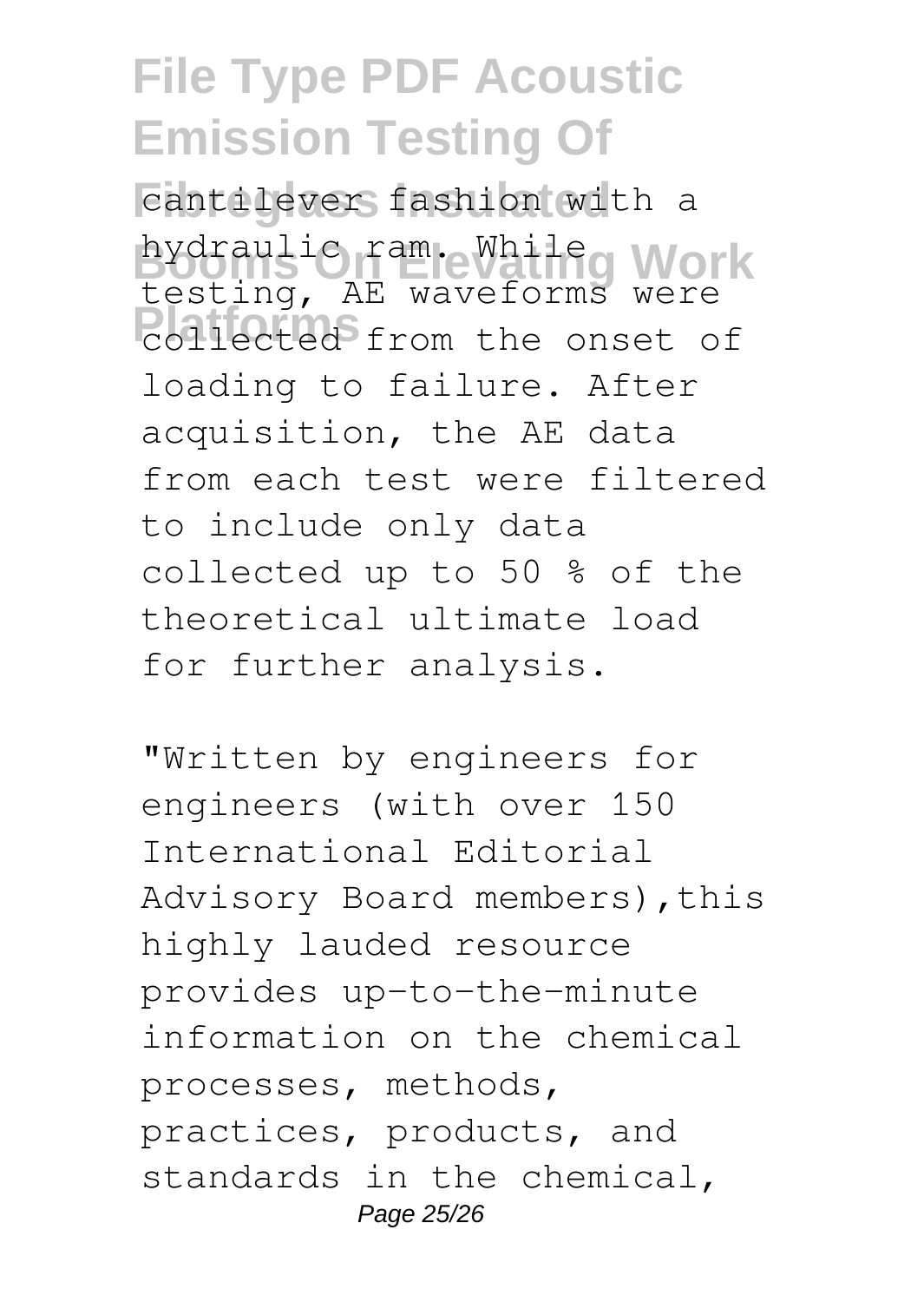cantilever fashion with a hydraulic ram. While testing, AE waveforms were collected from the onset of loading to failure. After acquisition, the AE data from each test were filtered to include only data collected up to 50 % of the theoretical ultimate load for further analysis.

"Written by engineers for engineers (with over 150 International Editorial Advisory Board members),this highly lauded resource provides up-to-the-minute information on the chemical processes, methods, practices, products, and standards in the chemical,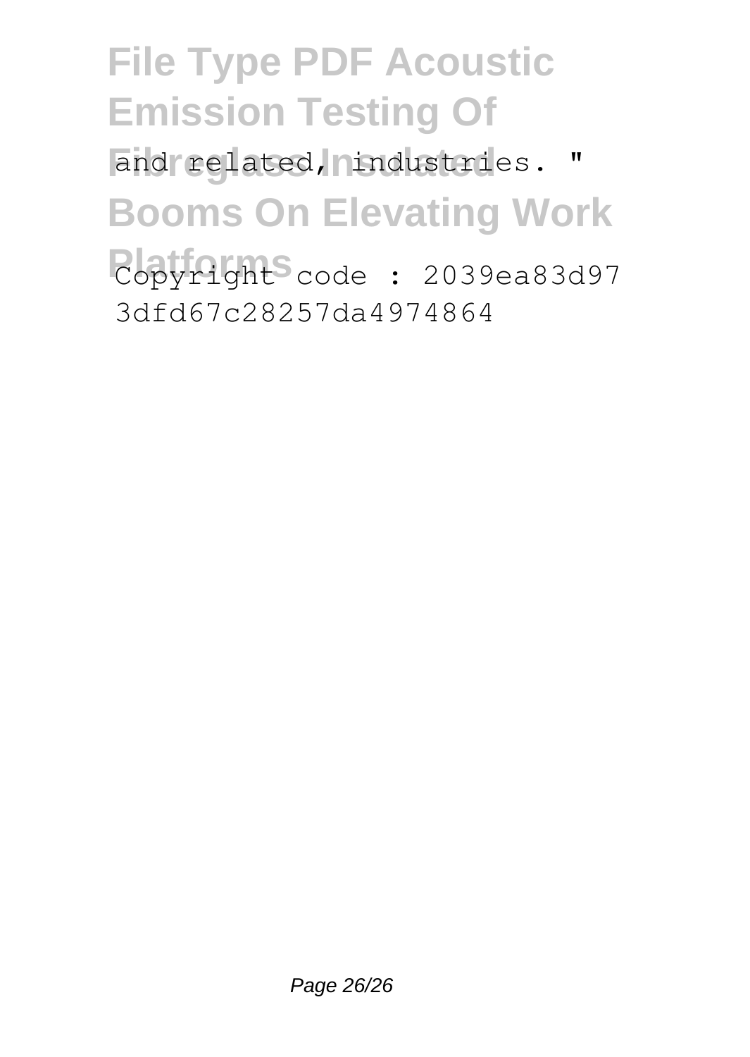and related, industries. "

Copyright code : 2039ea83d973dfd67c28257da4974864